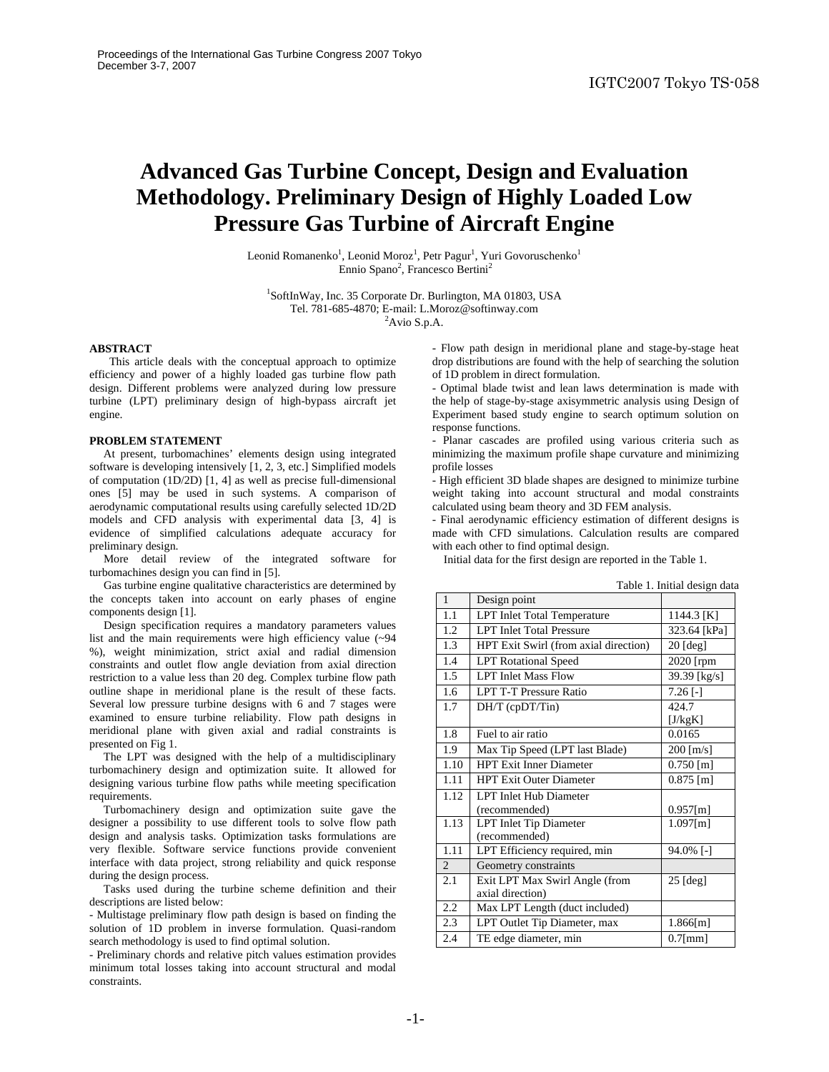Proceedings of the International Gas Turbine Congress 2007 Tokyo
December 3-7, 2007

IGTC2007 Tokyo TS-058

# Advanced Gas Turbine Concept, Design and Evaluation Methodology. Preliminary Design of Highly Loaded Low Pressure Gas Turbine of Aircraft Engine

Leonid Romanenko[1], Leonid Moroz[1], Petr Pagur[1], Yuri Govoruschenko[1]
Ennio Spano[2], Francesco Bertini[2]

[1]SoftInWay, Inc. 35 Corporate Dr. Burlington, MA 01803, USA
Tel. 781-685-4870; E-mail: L.Moroz@softinway.com
[2]Avio S.p.A.

## ABSTRACT

This article deals with the conceptual approach to optimize efficiency and power of a highly loaded gas turbine flow path design. Different problems were analyzed during low pressure turbine (LPT) preliminary design of high-bypass aircraft jet engine.

## PROBLEM STATEMENT

At present, turbomachines' elements design using integrated software is developing intensively [1, 2, 3, etc.] Simplified models of computation (1D/2D) [1, 4] as well as precise full-dimensional ones [5] may be used in such systems. A comparison of aerodynamic computational results using carefully selected 1D/2D models and CFD analysis with experimental data [3, 4] is evidence of simplified calculations adequate accuracy for preliminary design.

More detail review of the integrated software for turbomachines design you can find in [5].

Gas turbine engine qualitative characteristics are determined by the concepts taken into account on early phases of engine components design [1].

Design specification requires a mandatory parameters values list and the main requirements were high efficiency value (~94 %), weight minimization, strict axial and radial dimension constraints and outlet flow angle deviation from axial direction restriction to a value less than 20 deg. Complex turbine flow path outline shape in meridional plane is the result of these facts. Several low pressure turbine designs with 6 and 7 stages were examined to ensure turbine reliability. Flow path designs in meridional plane with given axial and radial constraints is presented on Fig 1.

The LPT was designed with the help of a multidisciplinary turbomachinery design and optimization suite. It allowed for designing various turbine flow paths while meeting specification requirements.

Turbomachinery design and optimization suite gave the designer a possibility to use different tools to solve flow path design and analysis tasks. Optimization tasks formulations are very flexible. Software service functions provide convenient interface with data project, strong reliability and quick response during the design process.

Tasks used during the turbine scheme definition and their descriptions are listed below:

- Multistage preliminary flow path design is based on finding the solution of 1D problem in inverse formulation. Quasi-random search methodology is used to find optimal solution.
- Preliminary chords and relative pitch values estimation provides minimum total losses taking into account structural and modal constraints.
- Flow path design in meridional plane and stage-by-stage heat drop distributions are found with the help of searching the solution of 1D problem in direct formulation.
- Optimal blade twist and lean laws determination is made with the help of stage-by-stage axisymmetric analysis using Design of Experiment based study engine to search optimum solution on response functions.
- Planar cascades are profiled using various criteria such as minimizing the maximum profile shape curvature and minimizing profile losses
- High efficient 3D blade shapes are designed to minimize turbine weight taking into account structural and modal constraints calculated using beam theory and 3D FEM analysis.
- Final aerodynamic efficiency estimation of different designs is made with CFD simulations. Calculation results are compared with each other to find optimal design.

Initial data for the first design are reported in the Table 1.

Table 1. Initial design data

| 1 | Design point | |
|---|---|---|
| 1.1 | LPT Inlet Total Temperature | 1144.3 [K] |
| 1.2 | LPT Inlet Total Pressure | 323.64 [kPa] |
| 1.3 | HPT Exit Swirl (from axial direction) | 20 [deg] |
| 1.4 | LPT Rotational Speed | 2020 [rpm |
| 1.5 | LPT Inlet Mass Flow | 39.39 [kg/s] |
| 1.6 | LPT T-T Pressure Ratio | 7.26 [-] |
| 1.7 | DH/T (cpDT/Tin) | 424.7 [J/kgK] |
| 1.8 | Fuel to air ratio | 0.0165 |
| 1.9 | Max Tip Speed (LPT last Blade) | 200 [m/s] |
| 1.10 | HPT Exit Inner Diameter | 0.750 [m] |
| 1.11 | HPT Exit Outer Diameter | 0.875 [m] |
| 1.12 | LPT Inlet Hub Diameter (recommended) | 0.957[m] |
| 1.13 | LPT Inlet Tip Diameter (recommended) | 1.097[m] |
| 1.11 | LPT Efficiency required, min | 94.0% [-] |
| 2 | Geometry constraints | |
| 2.1 | Exit LPT Max Swirl Angle (from axial direction) | 25 [deg] |
| 2.2 | Max LPT Length (duct included) | |
| 2.3 | LPT Outlet Tip Diameter, max | 1.866[m] |
| 2.4 | TE edge diameter, min | 0.7[mm] |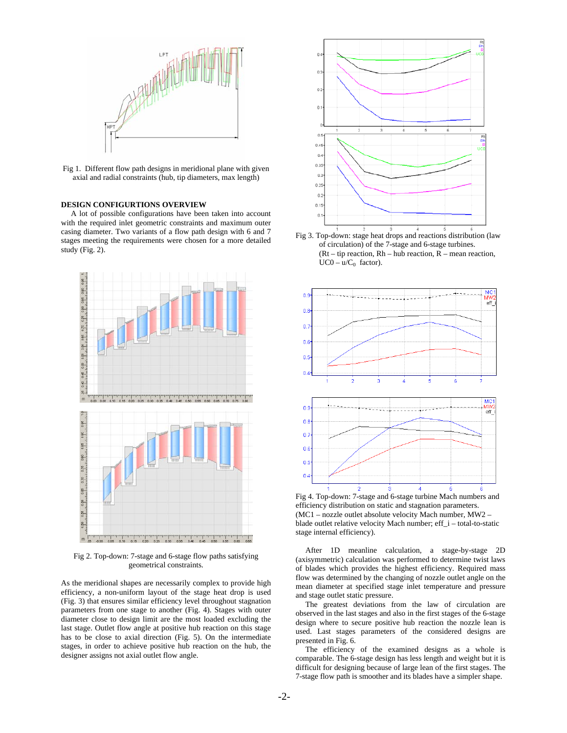Fig 1. Different flow path designs in meridional plane with given axial and radial constraints (hub, tip diameters, max length)

## DESIGN CONFIGURTIONS OVERVIEW

A lot of possible configurations have been taken into account with the required inlet geometric constraints and maximum outer casing diameter. Two variants of a flow path design with 6 and 7 stages meeting the requirements were chosen for a more detailed study (Fig. 2).

Fig 2. Top-down: 7-stage and 6-stage flow paths satisfying geometrical constraints.

As the meridional shapes are necessarily complex to provide high efficiency, a non-uniform layout of the stage heat drop is used (Fig. 3) that ensures similar efficiency level throughout stagnation parameters from one stage to another (Fig. 4). Stages with outer diameter close to design limit are the most loaded excluding the last stage. Outlet flow angle at positive hub reaction on this stage has to be close to axial direction (Fig. 5). On the intermediate stages, in order to achieve positive hub reaction on the hub, the designer assigns not axial outlet flow angle.

Fig 3. Top-down: stage heat drops and reactions distribution (law of circulation) of the 7-stage and 6-stage turbines.
(Rt – tip reaction, Rh – hub reaction, R – mean reaction, UC0 – $u/C_0$ factor).

Fig 4. Top-down: 7-stage and 6-stage turbine Mach numbers and efficiency distribution on static and stagnation parameters.
(MC1 – nozzle outlet absolute velocity Mach number, MW2 – blade outlet relative velocity Mach number; eff_i – total-to-static stage internal efficiency).

After 1D meanline calculation, a stage-by-stage 2D (axisymmetric) calculation was performed to determine twist laws of blades which provides the highest efficiency. Required mass flow was determined by the changing of nozzle outlet angle on the mean diameter at specified stage inlet temperature and pressure and stage outlet static pressure.

The greatest deviations from the law of circulation are observed in the last stages and also in the first stages of the 6-stage design where to secure positive hub reaction the nozzle lean is used. Last stages parameters of the considered designs are presented in Fig. 6.

The efficiency of the examined designs as a whole is comparable. The 6-stage design has less length and weight but it is difficult for designing because of large lean of the first stages. The 7-stage flow path is smoother and its blades have a simpler shape.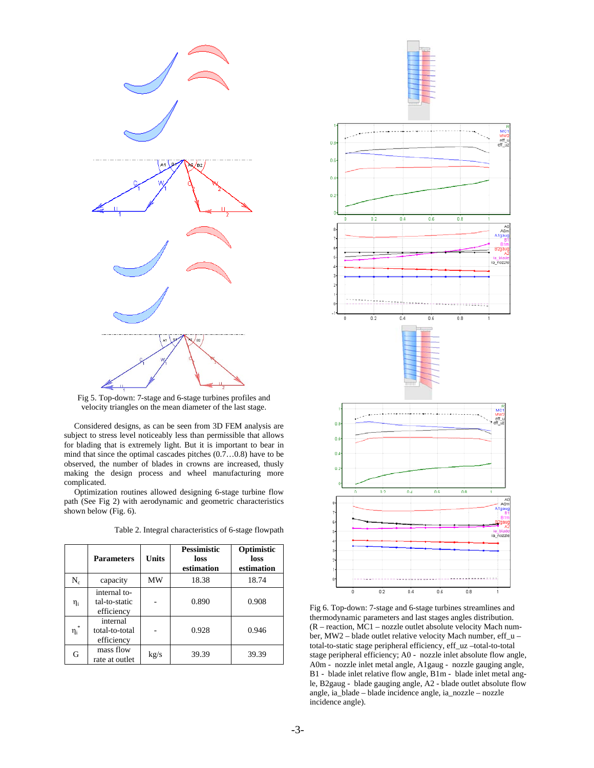Fig 5. Top-down: 7-stage and 6-stage turbines profiles and velocity triangles on the mean diameter of the last stage.

Considered designs, as can be seen from 3D FEM analysis are subject to stress level noticeably less than permissible that allows for blading that is extremely light. But it is important to bear in mind that since the optimal cascades pitches (0.7…0.8) have to be observed, the number of blades in crowns are increased, thusly making the design process and wheel manufacturing more complicated.

Optimization routines allowed designing 6-stage turbine flow path (See Fig 2) with aerodynamic and geometric characteristics shown below (Fig. 6).

Table 2. Integral characteristics of 6-stage flowpath

| | Parameters | Units | Pessimistic loss estimation | Optimistic loss estimation |
|---|---|---|---|---|
| $N_c$ | capacity | MW | 18.38 | 18.74 |
| $\eta_i$ | internal total-to-static efficiency | - | 0.890 | 0.908 |
| $\eta_i^*$ | internal total-to-total efficiency | - | 0.928 | 0.946 |
| G | mass flow rate at outlet | kg/s | 39.39 | 39.39 |

Fig 6. Top-down: 7-stage and 6-stage turbines streamlines and thermodynamic parameters and last stages angles distribution. (R – reaction, MC1 – nozzle outlet absolute velocity Mach number, MW2 – blade outlet relative velocity Mach number, eff_u – total-to-static stage peripheral efficiency, eff_uz –total-to-total stage peripheral efficiency; A0 - nozzle inlet absolute flow angle, A0m - nozzle inlet metal angle, A1gaug - nozzle gauging angle, B1 - blade inlet relative flow angle, B1m - blade inlet metal angle, B2gaug - blade gauging angle, A2 - blade outlet absolute flow angle, ia_blade – blade incidence angle, ia_nozzle – nozzle incidence angle).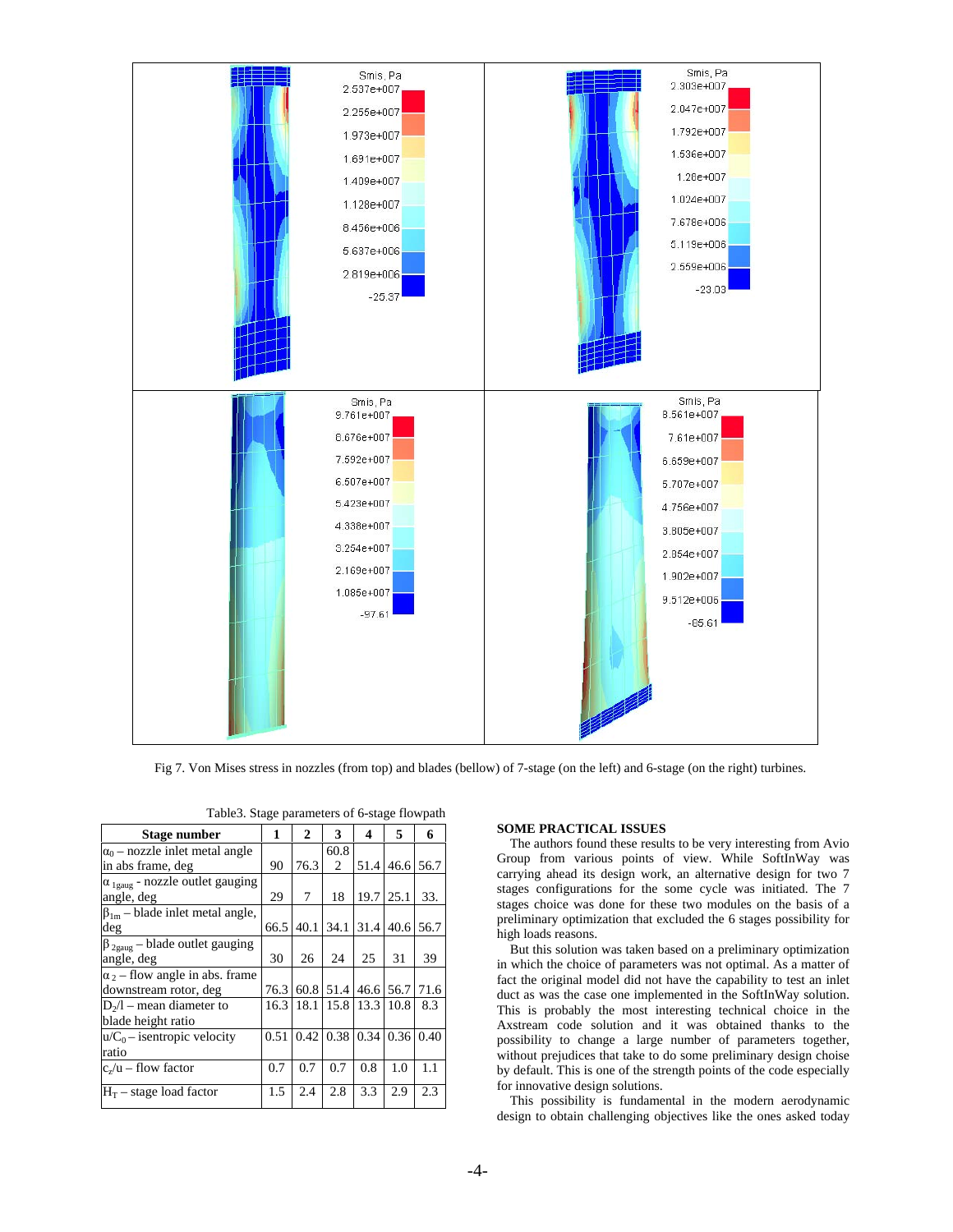Fig 7. Von Mises stress in nozzles (from top) and blades (bellow) of 7-stage (on the left) and 6-stage (on the right) turbines.

Table3. Stage parameters of 6-stage flowpath

| Stage number | 1 | 2 | 3 | 4 | 5 | 6 |
|---|---|---|---|---|---|---|
| $\alpha_0$ – nozzle inlet metal angle in abs frame, deg | 90 | 76.3 | 60.8 2 | 51.4 | 46.6 | 56.7 |
| $\alpha_{1gaug}$ - nozzle outlet gauging angle, deg | 29 | 7 | 18 | 19.7 | 25.1 | 33. |
| $\beta_{1m}$ – blade inlet metal angle, deg | 66.5 | 40.1 | 34.1 | 31.4 | 40.6 | 56.7 |
| $\beta_{2gaug}$ – blade outlet gauging angle, deg | 30 | 26 | 24 | 25 | 31 | 39 |
| $\alpha_2$ – flow angle in abs. frame downstream rotor, deg | 76.3 | 60.8 | 51.4 | 46.6 | 56.7 | 71.6 |
| $D_2/l$ – mean diameter to blade height ratio | 16.3 | 18.1 | 15.8 | 13.3 | 10.8 | 8.3 |
| $u/C_0$ – isentropic velocity ratio | 0.51 | 0.42 | 0.38 | 0.34 | 0.36 | 0.40 |
| $c_z/u$ – flow factor | 0.7 | 0.7 | 0.7 | 0.8 | 1.0 | 1.1 |
| $H_T$ – stage load factor | 1.5 | 2.4 | 2.8 | 3.3 | 2.9 | 2.3 |

## SOME PRACTICAL ISSUES

The authors found these results to be very interesting from Avio Group from various points of view. While SoftInWay was carrying ahead its design work, an alternative design for two 7 stages configurations for the some cycle was initiated. The 7 stages choice was done for these two modules on the basis of a preliminary optimization that excluded the 6 stages possibility for high loads reasons.

But this solution was taken based on a preliminary optimization in which the choice of parameters was not optimal. As a matter of fact the original model did not have the capability to test an inlet duct as was the case one implemented in the SoftInWay solution. This is probably the most interesting technical choice in the Axstream code solution and it was obtained thanks to the possibility to change a large number of parameters together, without prejudices that take to do some preliminary design choise by default. This is one of the strength points of the code especially for innovative design solutions.

This possibility is fundamental in the modern aerodynamic design to obtain challenging objectives like the ones asked today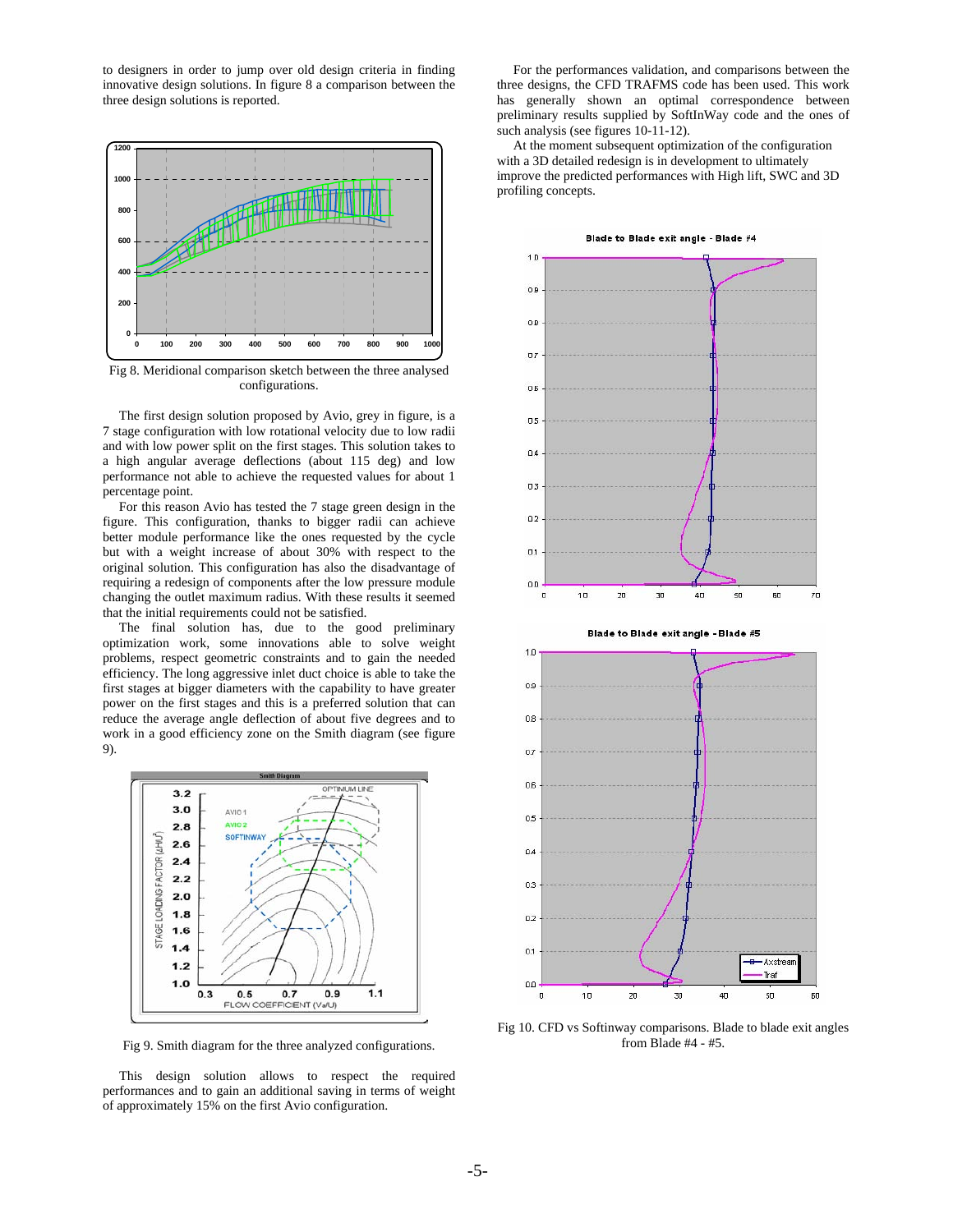to designers in order to jump over old design criteria in finding innovative design solutions. In figure 8 a comparison between the three design solutions is reported.

Fig 8. Meridional comparison sketch between the three analysed configurations.

The first design solution proposed by Avio, grey in figure, is a 7 stage configuration with low rotational velocity due to low radii and with low power split on the first stages. This solution takes to a high angular average deflections (about 115 deg) and low performance not able to achieve the requested values for about 1 percentage point.

For this reason Avio has tested the 7 stage green design in the figure. This configuration, thanks to bigger radii can achieve better module performance like the ones requested by the cycle but with a weight increase of about 30% with respect to the original solution. This configuration has also the disadvantage of requiring a redesign of components after the low pressure module changing the outlet maximum radius. With these results it seemed that the initial requirements could not be satisfied.

The final solution has, due to the good preliminary optimization work, some innovations able to solve weight problems, respect geometric constraints and to gain the needed efficiency. The long aggressive inlet duct choice is able to take the first stages at bigger diameters with the capability to have greater power on the first stages and this is a preferred solution that can reduce the average angle deflection of about five degrees and to work in a good efficiency zone on the Smith diagram (see figure 9).

Fig 9. Smith diagram for the three analyzed configurations.

This design solution allows to respect the required performances and to gain an additional saving in terms of weight of approximately 15% on the first Avio configuration.

For the performances validation, and comparisons between the three designs, the CFD TRAFMS code has been used. This work has generally shown an optimal correspondence between preliminary results supplied by SoftInWay code and the ones of such analysis (see figures 10-11-12).

At the moment subsequent optimization of the configuration with a 3D detailed redesign is in development to ultimately improve the predicted performances with High lift, SWC and 3D profiling concepts.

Fig 10. CFD vs Softinway comparisons. Blade to blade exit angles from Blade #4 - #5.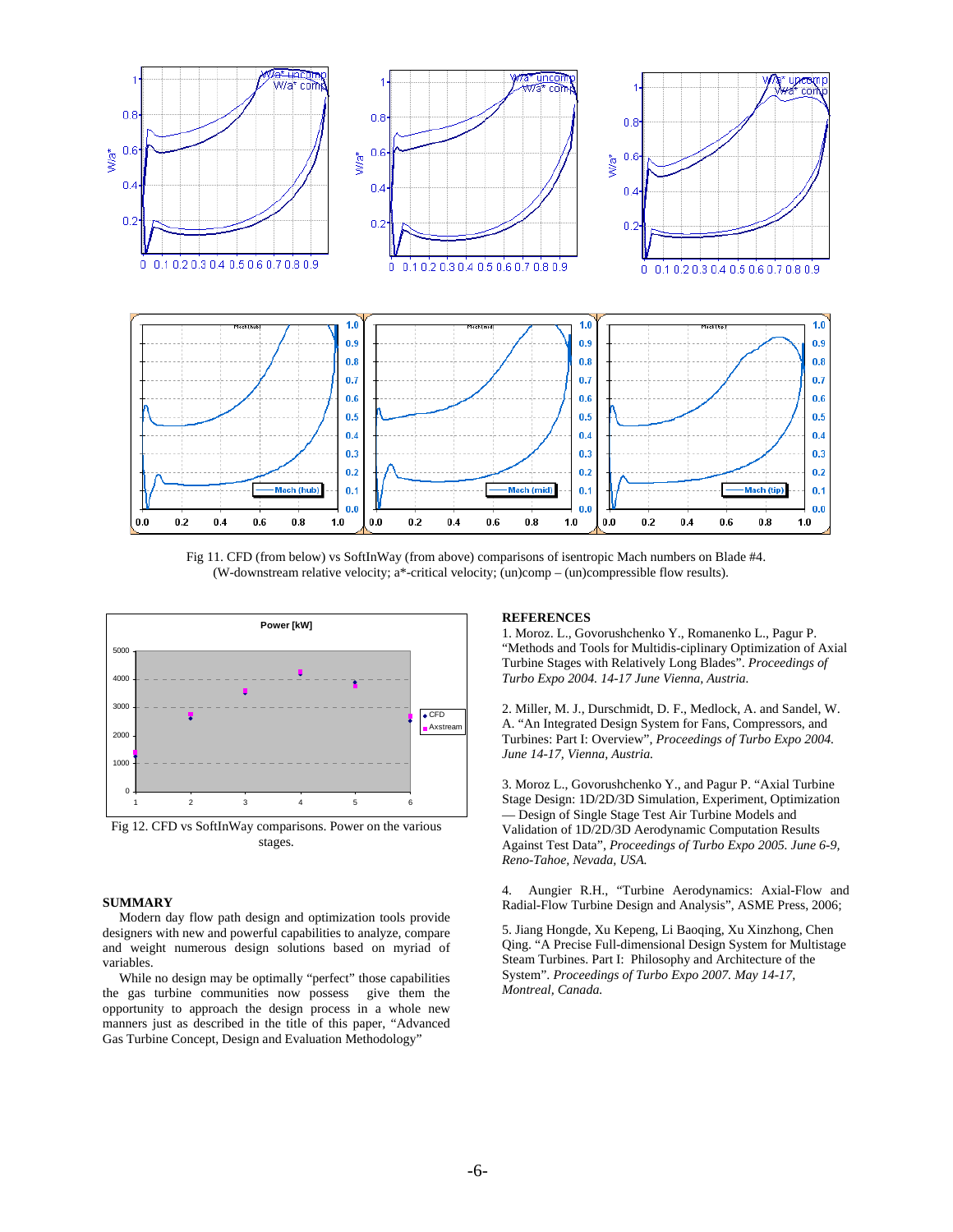W/a* uncomp
W/a* comp
W/a*
0 0.1 0.2 0.3 0.4 0.5 0.6 0.7 0.8 0.9

Mach (hub)
Mach (mid)
Mach (tip)
0.0 0.2 0.4 0.6 0.8 1.0

Fig 11. CFD (from below) vs SoftInWay (from above) comparisons of isentropic Mach numbers on Blade #4. (W-downstream relative velocity; a*-critical velocity; (un)comp – (un)compressible flow results).

Power [kW]
CFD
Axstream
0 1000 2000 3000 4000 5000
1 2 3 4 5 6

Fig 12. CFD vs SoftInWay comparisons. Power on the various stages.

## SUMMARY

Modern day flow path design and optimization tools provide designers with new and powerful capabilities to analyze, compare and weight numerous design solutions based on myriad of variables.

While no design may be optimally "perfect" those capabilities the gas turbine communities now possess give them the opportunity to approach the design process in a whole new manners just as described in the title of this paper, "Advanced Gas Turbine Concept, Design and Evaluation Methodology"

## REFERENCES

1. Moroz. L., Govorushchenko Y., Romanenko L., Pagur P. "Methods and Tools for Multidis-ciplinary Optimization of Axial Turbine Stages with Relatively Long Blades". *Proceedings of Turbo Expo 2004. 14-17 June Vienna, Austria.*

2. Miller, M. J., Durschmidt, D. F., Medlock, A. and Sandel, W. A. "An Integrated Design System for Fans, Compressors, and Turbines: Part I: Overview", *Proceedings of Turbo Expo 2004. June 14-17, Vienna, Austria.*

3. Moroz L., Govorushchenko Y., and Pagur P. "Axial Turbine Stage Design: 1D/2D/3D Simulation, Experiment, Optimization — Design of Single Stage Test Air Turbine Models and Validation of 1D/2D/3D Aerodynamic Computation Results Against Test Data", *Proceedings of Turbo Expo 2005. June 6-9, Reno-Tahoe, Nevada, USA.*

4. Aungier R.H., "Turbine Aerodynamics: Axial-Flow and Radial-Flow Turbine Design and Analysis", ASME Press, 2006;

5. Jiang Hongde, Xu Kepeng, Li Baoqing, Xu Xinzhong, Chen Qing. "A Precise Full-dimensional Design System for Multistage Steam Turbines. Part I: Philosophy and Architecture of the System". *Proceedings of Turbo Expo 2007. May 14-17, Montreal, Canada.*